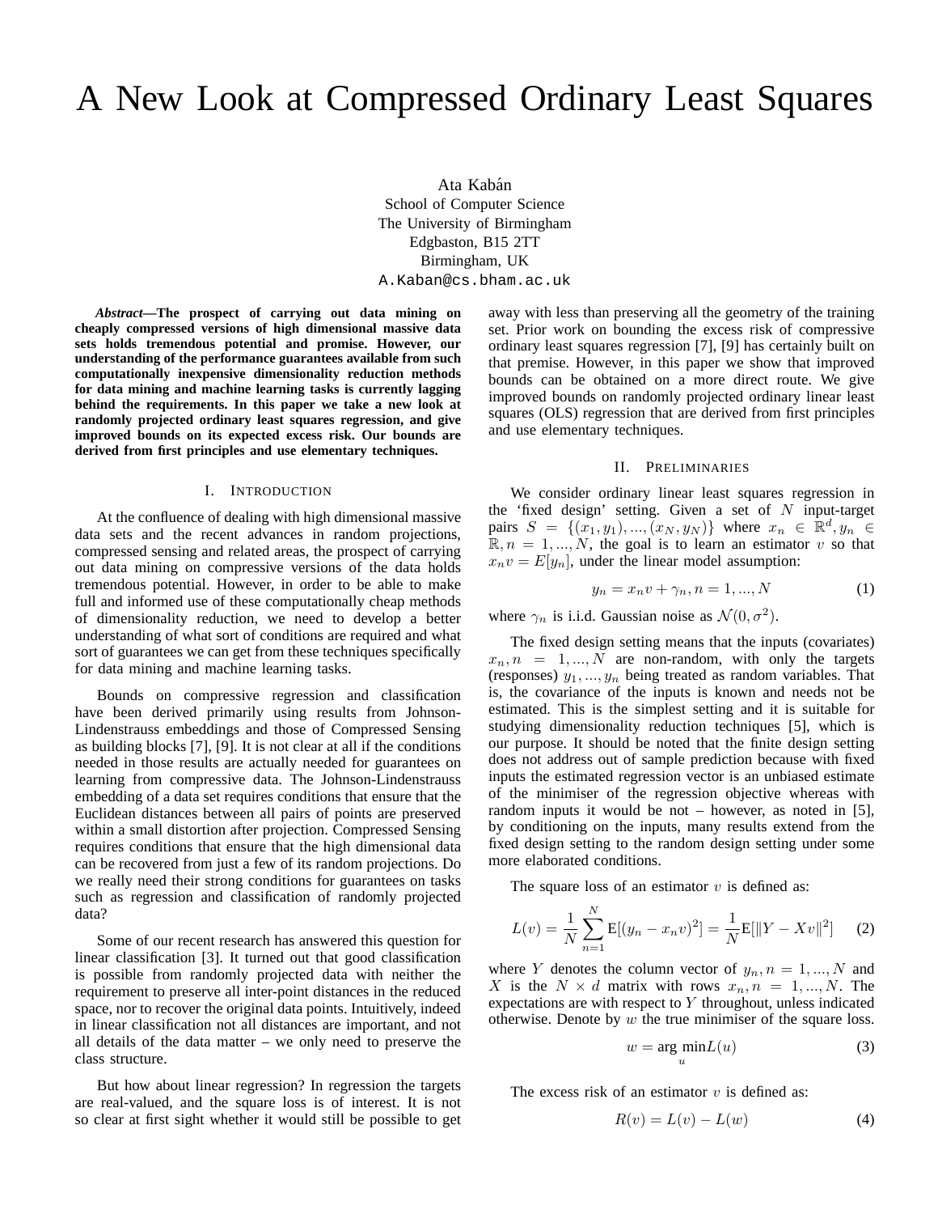# A New Look at Compressed Ordinary Least Squares

Ata Kabán
School of Computer Science
The University of Birmingham
Edgbaston, B15 2TT
Birmingham, UK
A.Kaban@cs.bham.ac.uk

***Abstract*—The prospect of carrying out data mining on cheaply compressed versions of high dimensional massive data sets holds tremendous potential and promise. However, our understanding of the performance guarantees available from such computationally inexpensive dimensionality reduction methods for data mining and machine learning tasks is currently lagging behind the requirements. In this paper we take a new look at randomly projected ordinary least squares regression, and give improved bounds on its expected excess risk. Our bounds are derived from first principles and use elementary techniques.**

## I. Introduction

At the confluence of dealing with high dimensional massive data sets and the recent advances in random projections, compressed sensing and related areas, the prospect of carrying out data mining on compressive versions of the data holds tremendous potential. However, in order to be able to make full and informed use of these computationally cheap methods of dimensionality reduction, we need to develop a better understanding of what sort of conditions are required and what sort of guarantees we can get from these techniques specifically for data mining and machine learning tasks.

Bounds on compressive regression and classification have been derived primarily using results from Johnson-Lindenstrauss embeddings and those of Compressed Sensing as building blocks [7], [9]. It is not clear at all if the conditions needed in those results are actually needed for guarantees on learning from compressive data. The Johnson-Lindenstrauss embedding of a data set requires conditions that ensure that the Euclidean distances between all pairs of points are preserved within a small distortion after projection. Compressed Sensing requires conditions that ensure that the high dimensional data can be recovered from just a few of its random projections. Do we really need their strong conditions for guarantees on tasks such as regression and classification of randomly projected data?

Some of our recent research has answered this question for linear classification [3]. It turned out that good classification is possible from randomly projected data with neither the requirement to preserve all inter-point distances in the reduced space, nor to recover the original data points. Intuitively, indeed in linear classification not all distances are important, and not all details of the data matter – we only need to preserve the class structure.

But how about linear regression? In regression the targets are real-valued, and the square loss is of interest. It is not so clear at first sight whether it would still be possible to get away with less than preserving all the geometry of the training set. Prior work on bounding the excess risk of compressive ordinary least squares regression [7], [9] has certainly built on that premise. However, in this paper we show that improved bounds can be obtained on a more direct route. We give improved bounds on randomly projected ordinary linear least squares (OLS) regression that are derived from first principles and use elementary techniques.

## II. Preliminaries

We consider ordinary linear least squares regression in the 'fixed design' setting. Given a set of $N$ input-target pairs $S = \{(x_1, y_1), ..., (x_N, y_N)\}$ where $x_n \in \mathbb{R}^d, y_n \in \mathbb{R}, n = 1, ..., N$, the goal is to learn an estimator $v$ so that $x_n v = E[y_n]$, under the linear model assumption:

$$y_n = x_n v + \gamma_n, n = 1, ..., N \tag{1}$$

where $\gamma_n$ is i.i.d. Gaussian noise as $\mathcal{N}(0, \sigma^2)$.

The fixed design setting means that the inputs (covariates) $x_n, n = 1, ..., N$ are non-random, with only the targets (responses) $y_1, ..., y_n$ being treated as random variables. That is, the covariance of the inputs is known and needs not be estimated. This is the simplest setting and it is suitable for studying dimensionality reduction techniques [5], which is our purpose. It should be noted that the finite design setting does not address out of sample prediction because with fixed inputs the estimated regression vector is an unbiased estimate of the minimiser of the regression objective whereas with random inputs it would be not – however, as noted in [5], by conditioning on the inputs, many results extend from the fixed design setting to the random design setting under some more elaborated conditions.

The square loss of an estimator $v$ is defined as:

$$L(v) = \frac{1}{N}\sum_{n=1}^{N} \mathrm{E}[(y_n - x_n v)^2] = \frac{1}{N}\mathrm{E}[\|Y - Xv\|^2] \tag{2}$$

where $Y$ denotes the column vector of $y_n, n = 1, ..., N$ and $X$ is the $N \times d$ matrix with rows $x_n, n = 1, ..., N$. The expectations are with respect to $Y$ throughout, unless indicated otherwise. Denote by $w$ the true minimiser of the square loss.

$$w = \arg\min_u L(u) \tag{3}$$

The excess risk of an estimator $v$ is defined as:

$$R(v) = L(v) - L(w) \tag{4}$$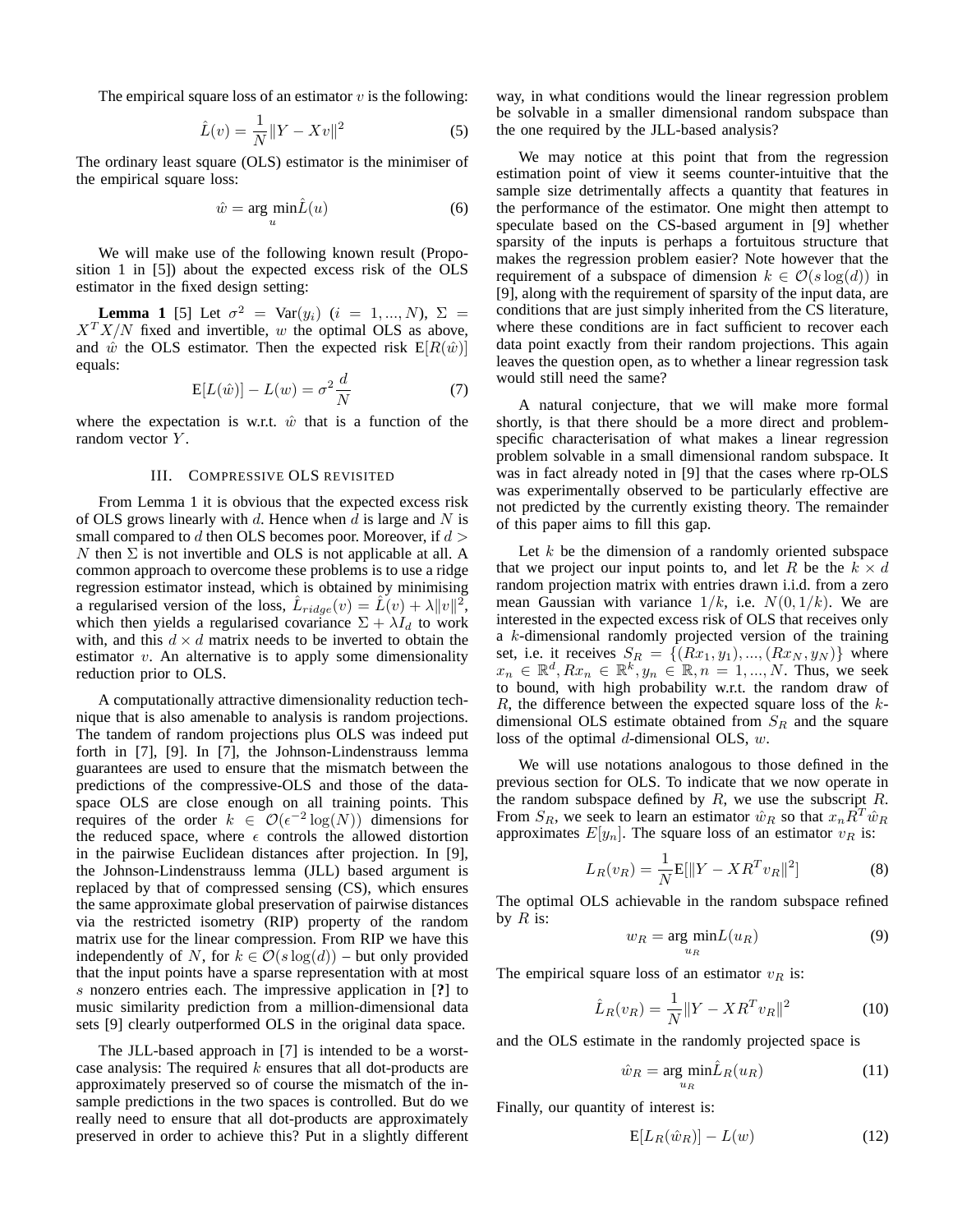The empirical square loss of an estimator $v$ is the following:

$$\hat{L}(v) = \frac{1}{N}\|Y - Xv\|^2 \tag{5}$$

The ordinary least square (OLS) estimator is the minimiser of the empirical square loss:

$$\hat{w} = \arg\min_u \hat{L}(u) \tag{6}$$

We will make use of the following known result (Proposition 1 in [5]) about the expected excess risk of the OLS estimator in the fixed design setting:

**Lemma 1** [5] Let $\sigma^2 = \text{Var}(y_i)$ $(i = 1, ..., N)$, $\Sigma = X^T X/N$ fixed and invertible, $w$ the optimal OLS as above, and $\hat{w}$ the OLS estimator. Then the expected risk $\text{E}[R(\hat{w})]$ equals:

$$\text{E}[L(\hat{w})] - L(w) = \sigma^2 \frac{d}{N} \tag{7}$$

where the expectation is w.r.t. $\hat{w}$ that is a function of the random vector $Y$.

## III. Compressive OLS revisited

From Lemma 1 it is obvious that the expected excess risk of OLS grows linearly with $d$. Hence when $d$ is large and $N$ is small compared to $d$ then OLS becomes poor. Moreover, if $d > N$ then $\Sigma$ is not invertible and OLS is not applicable at all. A common approach to overcome these problems is to use a ridge regression estimator instead, which is obtained by minimising a regularised version of the loss, $\hat{L}_{ridge}(v) = \hat{L}(v) + \lambda\|v\|^2$, which then yields a regularised covariance $\Sigma + \lambda I_d$ to work with, and this $d \times d$ matrix needs to be inverted to obtain the estimator $v$. An alternative is to apply some dimensionality reduction prior to OLS.

A computationally attractive dimensionality reduction technique that is also amenable to analysis is random projections. The tandem of random projections plus OLS was indeed put forth in [7], [9]. In [7], the Johnson-Lindenstrauss lemma guarantees are used to ensure that the mismatch between the predictions of the compressive-OLS and those of the data-space OLS are close enough on all training points. This requires of the order $k \in \mathcal{O}(\epsilon^{-2}\log(N))$ dimensions for the reduced space, where $\epsilon$ controls the allowed distortion in the pairwise Euclidean distances after projection. In [9], the Johnson-Lindenstrauss lemma (JLL) based argument is replaced by that of compressed sensing (CS), which ensures the same approximate global preservation of pairwise distances via the restricted isometry (RIP) property of the random matrix use for the linear compression. From RIP we have this independently of $N$, for $k \in \mathcal{O}(s\log(d))$ – but only provided that the input points have a sparse representation with at most $s$ nonzero entries each. The impressive application in [?] to music similarity prediction from a million-dimensional data sets [9] clearly outperformed OLS in the original data space.

The JLL-based approach in [7] is intended to be a worst-case analysis: The required $k$ ensures that all dot-products are approximately preserved so of course the mismatch of the in-sample predictions in the two spaces is controlled. But do we really need to ensure that all dot-products are approximately preserved in order to achieve this? Put in a slightly different way, in what conditions would the linear regression problem be solvable in a smaller dimensional random subspace than the one required by the JLL-based analysis?

We may notice at this point that from the regression estimation point of view it seems counter-intuitive that the sample size detrimentally affects a quantity that features in the performance of the estimator. One might then attempt to speculate based on the CS-based argument in [9] whether sparsity of the inputs is perhaps a fortuitous structure that makes the regression problem easier? Note however that the requirement of a subspace of dimension $k \in \mathcal{O}(s\log(d))$ in [9], along with the requirement of sparsity of the input data, are conditions that are just simply inherited from the CS literature, where these conditions are in fact sufficient to recover each data point exactly from their random projections. This again leaves the question open, as to whether a linear regression task would still need the same?

A natural conjecture, that we will make more formal shortly, is that there should be a more direct and problem-specific characterisation of what makes a linear regression problem solvable in a small dimensional random subspace. It was in fact already noted in [9] that the cases where rp-OLS was experimentally observed to be particularly effective are not predicted by the currently existing theory. The remainder of this paper aims to fill this gap.

Let $k$ be the dimension of a randomly oriented subspace that we project our input points to, and let $R$ be the $k \times d$ random projection matrix with entries drawn i.i.d. from a zero mean Gaussian with variance $1/k$, i.e. $N(0, 1/k)$. We are interested in the expected excess risk of OLS that receives only a $k$-dimensional randomly projected version of the training set, i.e. it receives $S_R = \{(Rx_1, y_1), ..., (Rx_N, y_N)\}$ where $x_n \in \mathbb{R}^d, Rx_n \in \mathbb{R}^k, y_n \in \mathbb{R}, n = 1, ..., N$. Thus, we seek to bound, with high probability w.r.t. the random draw of $R$, the difference between the expected square loss of the $k$-dimensional OLS estimate obtained from $S_R$ and the square loss of the optimal $d$-dimensional OLS, $w$.

We will use notations analogous to those defined in the previous section for OLS. To indicate that we now operate in the random subspace defined by $R$, we use the subscript $R$. From $S_R$, we seek to learn an estimator $\hat{w}_R$ so that $x_n R^T \hat{w}_R$ approximates $E[y_n]$. The square loss of an estimator $v_R$ is:

$$L_R(v_R) = \frac{1}{N}\text{E}[\|Y - XR^T v_R\|^2] \tag{8}$$

The optimal OLS achievable in the random subspace refined by $R$ is:

$$w_R = \arg\min_{u_R} L(u_R) \tag{9}$$

The empirical square loss of an estimator $v_R$ is:

$$\hat{L}_R(v_R) = \frac{1}{N}\|Y - XR^T v_R\|^2 \tag{10}$$

and the OLS estimate in the randomly projected space is

$$\hat{w}_R = \arg\min_{u_R} \hat{L}_R(u_R) \tag{11}$$

Finally, our quantity of interest is:

$$\text{E}[L_R(\hat{w}_R)] - L(w) \tag{12}$$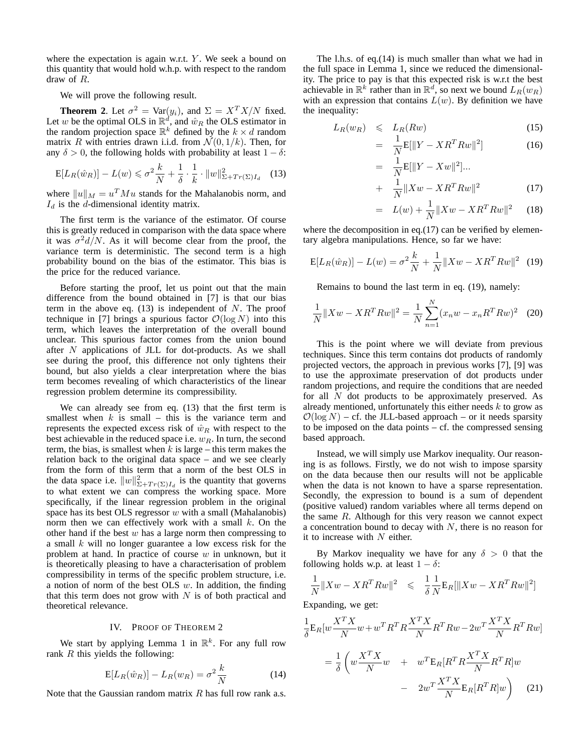where the expectation is again w.r.t. $Y$. We seek a bound on this quantity that would hold w.h.p. with respect to the random draw of $R$.

We will prove the following result.

**Theorem 2**. Let $\sigma^2 = \text{Var}(y_i)$, and $\Sigma = X^T X/N$ fixed. Let $w$ be the optimal OLS in $\mathbb{R}^d$, and $\hat{w}_R$ the OLS estimator in the random projection space $\mathbb{R}^k$ defined by the $k \times d$ random matrix $R$ with entries drawn i.i.d. from $\mathcal{N}(0, 1/k)$. Then, for any $\delta > 0$, the following holds with probability at least $1 - \delta$:

$$\text{E}[L_R(\hat{w}_R)] - L(w) \leqslant \sigma^2 \frac{k}{N} + \frac{1}{\delta} \cdot \frac{1}{k} \cdot \|w\|^2_{\Sigma + Tr(\Sigma) I_d} \quad (13)$$

where $\|u\|_M = u^T M u$ stands for the Mahalanobis norm, and $I_d$ is the $d$-dimensional identity matrix.

The first term is the variance of the estimator. Of course this is greatly reduced in comparison with the data space where it was $\sigma^2 d/N$. As it will become clear from the proof, the variance term is deterministic. The second term is a high probability bound on the bias of the estimator. This bias is the price for the reduced variance.

Before starting the proof, let us point out that the main difference from the bound obtained in [7] is that our bias term in the above eq. (13) is independent of $N$. The proof technique in [7] brings a spurious factor $\mathcal{O}(\log N)$ into this term, which leaves the interpretation of the overall bound unclear. This spurious factor comes from the union bound after $N$ applications of JLL for dot-products. As we shall see during the proof, this difference not only tightens their bound, but also yields a clear interpretation where the bias term becomes revealing of which characteristics of the linear regression problem determine its compressibility.

We can already see from eq. (13) that the first term is smallest when $k$ is small – this is the variance term and represents the expected excess risk of $\hat{w}_R$ with respect to the best achievable in the reduced space i.e. $w_R$. In turn, the second term, the bias, is smallest when $k$ is large – this term makes the relation back to the original data space – and we see clearly from the form of this term that a norm of the best OLS in the data space i.e. $\|w\|^2_{\Sigma + Tr(\Sigma) I_d}$ is the quantity that governs to what extent we can compress the working space. More specifically, if the linear regression problem in the original space has its best OLS regressor $w$ with a small (Mahalanobis) norm then we can effectively work with a small $k$. On the other hand if the best $w$ has a large norm then compressing to a small $k$ will no longer guarantee a low excess risk for the problem at hand. In practice of course $w$ in unknown, but it is theoretically pleasing to have a characterisation of problem compressibility in terms of the specific problem structure, i.e. a notion of norm of the best OLS $w$. In addition, the finding that this term does not grow with $N$ is of both practical and theoretical relevance.

## IV. Proof of Theorem 2

We start by applying Lemma 1 in $\mathbb{R}^k$. For any full row rank $R$ this yields the following:

$$\text{E}[L_R(\hat{w}_R)] - L_R(w_R) = \sigma^2 \frac{k}{N} \quad (14)$$

Note that the Gaussian random matrix $R$ has full row rank a.s.

The l.h.s. of eq.(14) is much smaller than what we had in the full space in Lemma 1, since we reduced the dimensionality. The price to pay is that this expected risk is w.r.t the best achievable in $\mathbb{R}^k$ rather than in $\mathbb{R}^d$, so next we bound $L_R(w_R)$ with an expression that contains $L(w)$. By definition we have the inequality:

$$\begin{aligned}
L_R(w_R) &\leqslant L_R(Rw) && (15)\\
&= \frac{1}{N}\text{E}[\|Y - XR^T Rw\|^2] && (16)\\
&= \frac{1}{N}\text{E}[\|Y - Xw\|^2]... \\
&+ \frac{1}{N}\|Xw - XR^T Rw\|^2 && (17)\\
&= L(w) + \frac{1}{N}\|Xw - XR^T Rw\|^2 && (18)
\end{aligned}$$

where the decomposition in eq.(17) can be verified by elementary algebra manipulations. Hence, so far we have:

$$\text{E}[L_R(\hat{w}_R)] - L(w) = \sigma^2 \frac{k}{N} + \frac{1}{N}\|Xw - XR^T Rw\|^2 \quad (19)$$

Remains to bound the last term in eq. (19), namely:

$$\frac{1}{N}\|Xw - XR^T Rw\|^2 = \frac{1}{N}\sum_{n=1}^{N}(x_n w - x_n R^T Rw)^2 \quad (20)$$

This is the point where we will deviate from previous techniques. Since this term contains dot products of randomly projected vectors, the approach in previous works [7], [9] was to use the approximate preservation of dot products under random projections, and require the conditions that are needed for all $N$ dot products to be approximately preserved. As already mentioned, unfortunately this either needs $k$ to grow as $\mathcal{O}(\log N)$ – cf. the JLL-based approach – or it needs sparsity to be imposed on the data points – cf. the compressed sensing based approach.

Instead, we will simply use Markov inequality. Our reasoning is as follows. Firstly, we do not wish to impose sparsity on the data because then our results will not be applicable when the data is not known to have a sparse representation. Secondly, the expression to bound is a sum of dependent (positive valued) random variables where all terms depend on the same $R$. Although for this very reason we cannot expect a concentration bound to decay with $N$, there is no reason for it to increase with $N$ either.

By Markov inequality we have for any $\delta > 0$ that the following holds w.p. at least $1 - \delta$:

$$\frac{1}{N}\|Xw - XR^T Rw\|^2 \leqslant \frac{1}{\delta}\frac{1}{N}\text{E}_R[\|Xw - XR^T Rw\|^2]$$

Expanding, we get:

$$\begin{aligned}
&\frac{1}{\delta}\text{E}_R[w\frac{X^T X}{N}w + w^T R^T R\frac{X^T X}{N}R^T Rw - 2w^T\frac{X^T X}{N}R^T Rw] \\
&= \frac{1}{\delta}\left(w\frac{X^T X}{N}w \quad + \quad w^T\text{E}_R[R^T R\frac{X^T X}{N}R^T R]w \right.\\
&\qquad \left. - \quad 2w^T\frac{X^T X}{N}\text{E}_R[R^T R]w\right) \quad (21)
\end{aligned}$$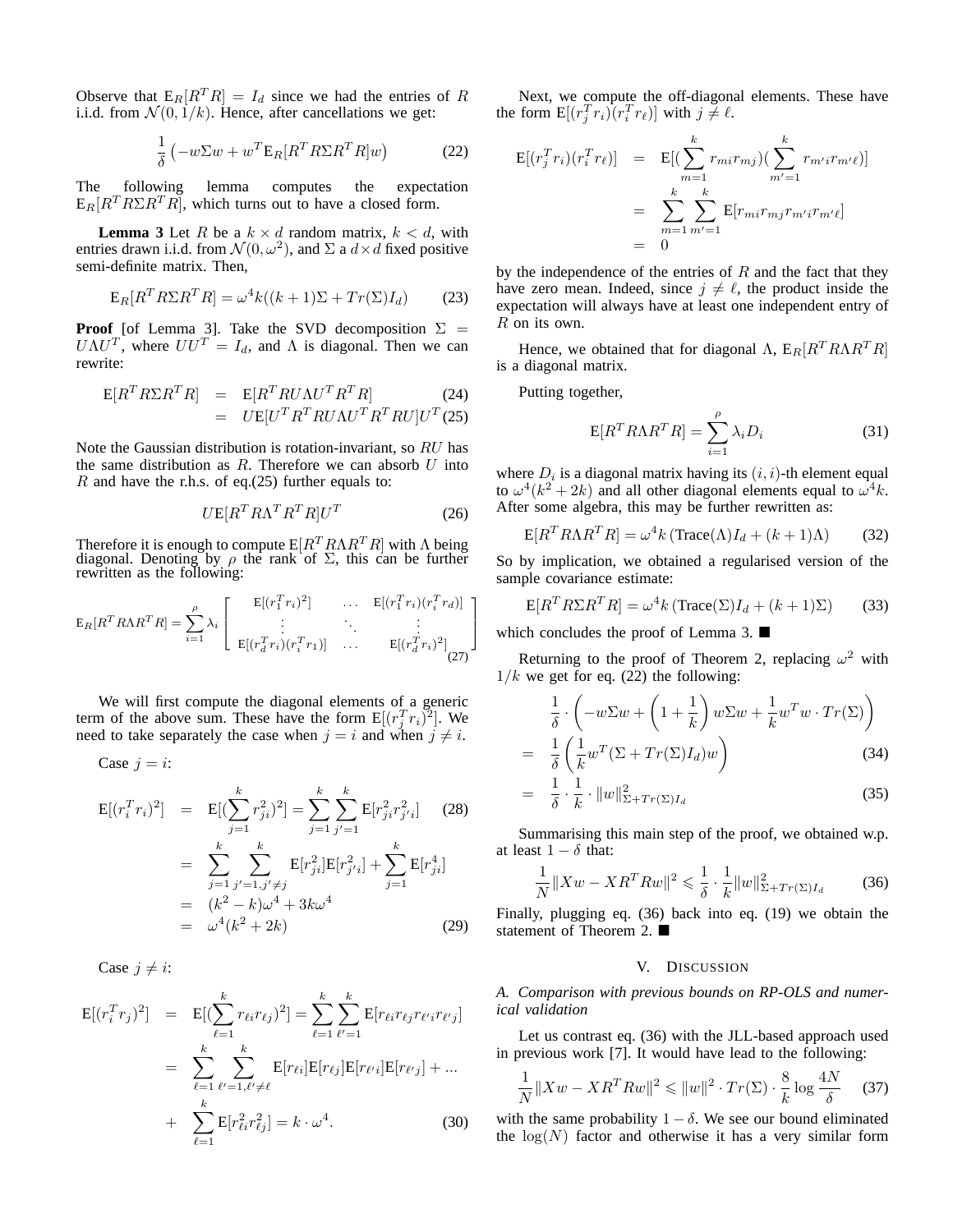Observe that $\mathrm{E}_R[R^T R] = I_d$ since we had the entries of $R$ i.i.d. from $\mathcal{N}(0, 1/k)$. Hence, after cancellations we get:

$$\frac{1}{\delta}\left(-w\Sigma w + w^T \mathrm{E}_R[R^T R \Sigma R^T R] w\right) \tag{22}$$

The following lemma computes the expectation $\mathrm{E}_R[R^T R \Sigma R^T R]$, which turns out to have a closed form.

**Lemma 3** Let $R$ be a $k \times d$ random matrix, $k < d$, with entries drawn i.i.d. from $\mathcal{N}(0, \omega^2)$, and $\Sigma$ a $d \times d$ fixed positive semi-definite matrix. Then,

$$\mathrm{E}_R[R^T R \Sigma R^T R] = \omega^4 k((k+1)\Sigma + Tr(\Sigma) I_d) \tag{23}$$

**Proof** [of Lemma 3]. Take the SVD decomposition $\Sigma = U \Lambda U^T$, where $UU^T = I_d$, and $\Lambda$ is diagonal. Then we can rewrite:

$$\begin{aligned} \mathrm{E}[R^T R \Sigma R^T R] &= \mathrm{E}[R^T R U \Lambda U^T R^T R] & (24)\\ &= U \mathrm{E}[U^T R^T R U \Lambda U^T R^T R U] U^T & (25) \end{aligned}$$

Note the Gaussian distribution is rotation-invariant, so $RU$ has the same distribution as $R$. Therefore we can absorb $U$ into $R$ and have the r.h.s. of eq.(25) further equals to:

$$U \mathrm{E}[R^T R \Lambda^T R^T R] U^T \tag{26}$$

Therefore it is enough to compute $\mathrm{E}[R^T R \Lambda R^T R]$ with $\Lambda$ being diagonal. Denoting by $\rho$ the rank of $\Sigma$, this can be further rewritten as the following:

$$\mathrm{E}_R[R^T R \Lambda R^T R] = \sum_{i=1}^{\rho} \lambda_i \begin{bmatrix} \mathrm{E}[(r_1^T r_i)^2] & \dots & \mathrm{E}[(r_1^T r_i)(r_i^T r_d)] \\ \vdots & \ddots & \vdots \\ \mathrm{E}[(r_d^T r_i)(r_i^T r_1)] & \dots & \mathrm{E}[(r_d^T r_i)^2] \end{bmatrix} \tag{27}$$

We will first compute the diagonal elements of a generic term of the above sum. These have the form $\mathrm{E}[(r_j^T r_i)^2]$. We need to take separately the case when $j = i$ and when $j \neq i$.

Case $j = i$:

$$\begin{aligned} \mathrm{E}[(r_i^T r_i)^2] &= \mathrm{E}[(\sum_{j=1}^{k} r_{ji}^2)^2] = \sum_{j=1}^{k}\sum_{j'=1}^{k} \mathrm{E}[r_{ji}^2 r_{j'i}^2] & (28)\\ &= \sum_{j=1}^{k}\sum_{j'=1, j' \neq j}^{k} \mathrm{E}[r_{ji}^2]\mathrm{E}[r_{j'i}^2] + \sum_{j=1}^{k} \mathrm{E}[r_{ji}^4] \\ &= (k^2 - k)\omega^4 + 3k\omega^4 \\ &= \omega^4 (k^2 + 2k) & (29) \end{aligned}$$

Case $j \neq i$:

$$\begin{aligned} \mathrm{E}[(r_i^T r_j)^2] &= \mathrm{E}[(\sum_{\ell=1}^{k} r_{\ell i} r_{\ell j})^2] = \sum_{\ell=1}^{k}\sum_{\ell'=1}^{k} \mathrm{E}[r_{\ell i} r_{\ell j} r_{\ell' i} r_{\ell' j}] \\ &= \sum_{\ell=1}^{k}\sum_{\ell'=1, \ell' \neq \ell}^{k} \mathrm{E}[r_{\ell i}]\mathrm{E}[r_{\ell j}]\mathrm{E}[r_{\ell' i}]\mathrm{E}[r_{\ell' j}] + \dots \\ &+ \sum_{\ell=1}^{k} \mathrm{E}[r_{\ell i}^2 r_{\ell j}^2] = k \cdot \omega^4. & (30) \end{aligned}$$

Next, we compute the off-diagonal elements. These have the form $\mathrm{E}[(r_j^T r_i)(r_i^T r_\ell)]$ with $j \neq \ell$.

$$\begin{aligned} \mathrm{E}[(r_j^T r_i)(r_i^T r_\ell)] &= \mathrm{E}[(\sum_{m=1}^{k} r_{mi} r_{mj})(\sum_{m'=1}^{k} r_{m'i} r_{m'\ell})] \\ &= \sum_{m=1}^{k}\sum_{m'=1}^{k} \mathrm{E}[r_{mi} r_{mj} r_{m'i} r_{m'\ell}] \\ &= 0 \end{aligned}$$

by the independence of the entries of $R$ and the fact that they have zero mean. Indeed, since $j \neq \ell$, the product inside the expectation will always have at least one independent entry of $R$ on its own.

Hence, we obtained that for diagonal $\Lambda$, $\mathrm{E}_R[R^T R \Lambda R^T R]$ is a diagonal matrix.

Putting together,

$$\mathrm{E}[R^T R \Lambda R^T R] = \sum_{i=1}^{\rho} \lambda_i D_i \tag{31}$$

where $D_i$ is a diagonal matrix having its $(i,i)$-th element equal to $\omega^4(k^2 + 2k)$ and all other diagonal elements equal to $\omega^4 k$. After some algebra, this may be further rewritten as:

$$\mathrm{E}[R^T R \Lambda R^T R] = \omega^4 k \left(\mathrm{Trace}(\Lambda) I_d + (k+1)\Lambda\right) \tag{32}$$

So by implication, we obtained a regularised version of the sample covariance estimate:

$$\mathrm{E}[R^T R \Sigma R^T R] = \omega^4 k \left(\mathrm{Trace}(\Sigma) I_d + (k+1)\Sigma\right) \tag{33}$$

which concludes the proof of Lemma 3. ■

Returning to the proof of Theorem 2, replacing $\omega^2$ with $1/k$ we get for eq. (22) the following:

$$\begin{aligned} & \frac{1}{\delta} \cdot \left(-w\Sigma w + \left(1 + \frac{1}{k}\right) w\Sigma w + \frac{1}{k} w^T w \cdot Tr(\Sigma)\right) \\ =\; & \frac{1}{\delta}\left(\frac{1}{k} w^T (\Sigma + Tr(\Sigma) I_d) w\right) & (34)\\ =\; & \frac{1}{\delta} \cdot \frac{1}{k} \cdot \|w\|^2_{\Sigma + Tr(\Sigma) I_d} & (35) \end{aligned}$$

Summarising this main step of the proof, we obtained w.p. at least $1 - \delta$ that:

$$\frac{1}{N}\|Xw - XR^T R w\|^2 \leqslant \frac{1}{\delta} \cdot \frac{1}{k}\|w\|^2_{\Sigma + Tr(\Sigma) I_d} \tag{36}$$

Finally, plugging eq. (36) back into eq. (19) we obtain the statement of Theorem 2. ■

## V. Discussion

### *A. Comparison with previous bounds on RP-OLS and numerical validation*

Let us contrast eq. (36) with the JLL-based approach used in previous work [7]. It would have lead to the following:

$$\frac{1}{N}\|Xw - XR^T R w\|^2 \leqslant \|w\|^2 \cdot Tr(\Sigma) \cdot \frac{8}{k} \log \frac{4N}{\delta} \tag{37}$$

with the same probability $1 - \delta$. We see our bound eliminated the $\log(N)$ factor and otherwise it has a very similar form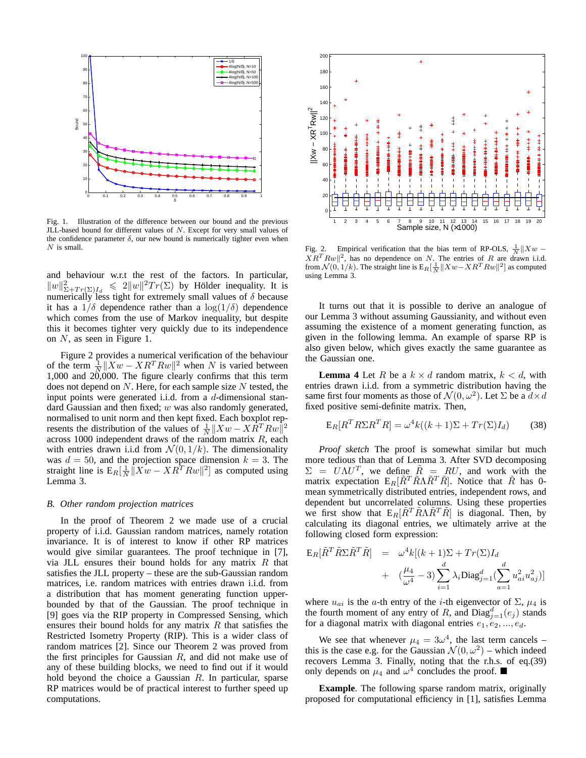Fig. 1. Illustration of the difference between our bound and the previous JLL-based bound for different values of $N$. Except for very small values of the confidence parameter $\delta$, our new bound is numerically tighter even when $N$ is small.

Fig. 2. Empirical verification that the bias term of RP-OLS, $\frac{1}{N}\|Xw - XR^TRw\|^2$, has no dependence on $N$. The entries of $R$ are drawn i.i.d. from $\mathcal{N}(0, 1/k)$. The straight line is $\mathrm{E}_R[\frac{1}{N}\|Xw - XR^TRw\|^2]$ as computed using Lemma 3.

and behaviour w.r.t the rest of the factors. In particular, $\|w\|^2_{\Sigma+Tr(\Sigma)I_d} \leqslant 2\|w\|^2 Tr(\Sigma)$ by Hölder inequality. It is numerically less tight for extremely small values of $\delta$ because it has a $1/\delta$ dependence rather than a $\log(1/\delta)$ dependence which comes from the use of Markov inequality, but despite this it becomes tighter very quickly due to its independence on $N$, as seen in Figure 1.

Figure 2 provides a numerical verification of the behaviour of the term $\frac{1}{N}\|Xw - XR^TRw\|^2$ when $N$ is varied between 1,000 and 20,000. The figure clearly confirms that this term does not depend on $N$. Here, for each sample size $N$ tested, the input points were generated i.i.d. from a $d$-dimensional standard Gaussian and then fixed; $w$ was also randomly generated, normalised to unit norm and then kept fixed. Each boxplot represents the distribution of the values of $\frac{1}{N}\|Xw - XR^TRw\|^2$ across 1000 independent draws of the random matrix $R$, each with entries drawn i.i.d from $\mathcal{N}(0, 1/k)$. The dimensionality was $d = 50$, and the projection space dimension $k = 3$. The straight line is $\mathrm{E}_R[\frac{1}{N}\|Xw - XR^TRw\|^2]$ as computed using Lemma 3.

### B. Other random projection matrices

In the proof of Theorem 2 we made use of a crucial property of i.i.d. Gaussian random matrices, namely rotation invariance. It is of interest to know if other RP matrices would give similar guarantees. The proof technique in [7], via JLL ensures their bound holds for any matrix $R$ that satisfies the JLL property – these are the sub-Gaussian random matrices, i.e. random matrices with entries drawn i.i.d. from a distribution that has moment generating function upper-bounded by that of the Gaussian. The proof technique in [9] goes via the RIP property in Compressed Sensing, which ensures their bound holds for any matrix $R$ that satisfies the Restricted Isometry Property (RIP). This is a wider class of random matrices [2]. Since our Theorem 2 was proved from the first principles for Gaussian $R$, and did not make use of any of these building blocks, we need to find out if it would hold beyond the choice a Gaussian $R$. In particular, sparse RP matrices would be of practical interest to further speed up computations.

It turns out that it is possible to derive an analogue of our Lemma 3 without assuming Gaussianity, and without even assuming the existence of a moment generating function, as given in the following lemma. An example of sparse RP is also given below, which gives exactly the same guarantee as the Gaussian one.

**Lemma 4** Let $R$ be a $k \times d$ random matrix, $k < d$, with entries drawn i.i.d. from a symmetric distribution having the same first four moments as those of $\mathcal{N}(0, \omega^2)$. Let $\Sigma$ be a $d \times d$ fixed positive semi-definite matrix. Then,

$$\mathrm{E}_R[R^T R \Sigma R^T R] = \omega^4 k((k+1)\Sigma + Tr(\Sigma) I_d) \qquad (38)$$

*Proof sketch* The proof is somewhat similar but much more tedious than that of Lemma 3. After SVD decomposing $\Sigma = U\Lambda U^T$, we define $\tilde{R} = RU$, and work with the matrix expectation $\mathrm{E}_R[\tilde{R}^T\tilde{R}\Lambda\tilde{R}^T\tilde{R}]$. Notice that $\tilde{R}$ has 0-mean symmetrically distributed entries, independent rows, and dependent but uncorrelated columns. Using these properties we first show that $\mathrm{E}_R[\tilde{R}^T\tilde{R}\Lambda\tilde{R}^T\tilde{R}]$ is diagonal. Then, by calculating its diagonal entries, we ultimately arrive at the following closed form expression:

$$\begin{aligned}
\mathrm{E}_R[\tilde{R}^T\tilde{R}\Sigma\tilde{R}^T\tilde{R}] &= \omega^4 k[(k+1)\Sigma + Tr(\Sigma)I_d \\
&+ (\frac{\mu_4}{\omega^4} - 3)\sum_{i=1}^{d}\lambda_i \mathrm{Diag}_{j=1}^{d}(\sum_{a=1}^{d} u_{ai}^2 u_{aj}^2)]
\end{aligned}$$

where $u_{ai}$ is the $a$-th entry of the $i$-th eigenvector of $\Sigma$, $\mu_4$ is the fourth moment of any entry of $R$, and $\mathrm{Diag}_{j=1}^{d}(e_j)$ stands for a diagonal matrix with diagonal entries $e_1, e_2, ..., e_d$.

We see that whenever $\mu_4 = 3\omega^4$, the last term cancels – this is the case e.g. for the Gaussian $\mathcal{N}(0, \omega^2)$ – which indeed recovers Lemma 3. Finally, noting that the r.h.s. of eq.(39) only depends on $\mu_4$ and $\omega^4$ concludes the proof. ■

**Example**. The following sparse random matrix, originally proposed for computational efficiency in [1], satisfies Lemma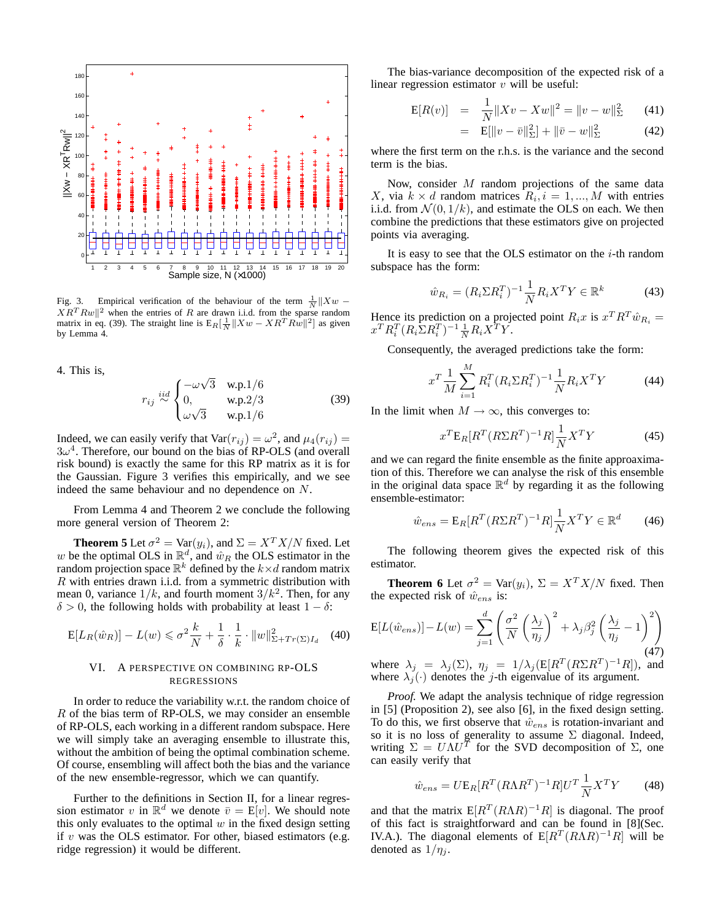Fig. 3. Empirical verification of the behaviour of the term $\frac{1}{N}\|Xw - XR^T Rw\|^2$ when the entries of $R$ are drawn i.i.d. from the sparse random matrix in eq. (39). The straight line is $\mathrm{E}_R[\frac{1}{N}\|Xw - XR^T Rw\|^2]$ as given by Lemma 4.

4. This is,

$$r_{ij} \overset{iid}{\sim} \begin{cases} -\omega\sqrt{3} & \text{w.p.}1/6 \\ 0, & \text{w.p.}2/3 \\ \omega\sqrt{3} & \text{w.p.}1/6 \end{cases} \tag{39}$$

Indeed, we can easily verify that $\mathrm{Var}(r_{ij}) = \omega^2$, and $\mu_4(r_{ij}) = 3\omega^4$. Therefore, our bound on the bias of RP-OLS (and overall risk bound) is exactly the same for this RP matrix as it is for the Gaussian. Figure 3 verifies this empirically, and we see indeed the same behaviour and no dependence on $N$.

From Lemma 4 and Theorem 2 we conclude the following more general version of Theorem 2:

**Theorem 5** Let $\sigma^2 = \mathrm{Var}(y_i)$, and $\Sigma = X^T X/N$ fixed. Let $w$ be the optimal OLS in $\mathbb{R}^d$, and $\hat{w}_R$ the OLS estimator in the random projection space $\mathbb{R}^k$ defined by the $k \times d$ random matrix $R$ with entries drawn i.i.d. from a symmetric distribution with mean 0, variance $1/k$, and fourth moment $3/k^2$. Then, for any $\delta > 0$, the following holds with probability at least $1 - \delta$:

$$\mathrm{E}[L_R(\hat{w}_R)] - L(w) \leqslant \sigma^2 \frac{k}{N} + \frac{1}{\delta} \cdot \frac{1}{k} \cdot \|w\|^2_{\Sigma + Tr(\Sigma)I_d} \tag{40}$$

## VI. A perspective on combining RP-OLS regressions

In order to reduce the variability w.r.t. the random choice of $R$ of the bias term of RP-OLS, we may consider an ensemble of RP-OLS, each working in a different random subspace. Here we will simply take an averaging ensemble to illustrate this, without the ambition of being the optimal combination scheme. Of course, ensembling will affect both the bias and the variance of the new ensemble-regressor, which we can quantify.

Further to the definitions in Section II, for a linear regression estimator $v$ in $\mathbb{R}^d$ we denote $\bar{v} = \mathrm{E}[v]$. We should note this only evaluates to the optimal $w$ in the fixed design setting if $v$ was the OLS estimator. For other, biased estimators (e.g. ridge regression) it would be different.

The bias-variance decomposition of the expected risk of a linear regression estimator $v$ will be useful:

$$\begin{aligned} \mathrm{E}[R(v)] &= \frac{1}{N}\|Xv - Xw\|^2 = \|v - w\|^2_\Sigma & (41) \\ &= \mathrm{E}[\|v - \bar{v}\|^2_\Sigma] + \|\bar{v} - w\|^2_\Sigma & (42) \end{aligned}$$

where the first term on the r.h.s. is the variance and the second term is the bias.

Now, consider $M$ random projections of the same data $X$, via $k \times d$ random matrices $R_i, i = 1, ..., M$ with entries i.i.d. from $\mathcal{N}(0, 1/k)$, and estimate the OLS on each. We then combine the predictions that these estimators give on projected points via averaging.

It is easy to see that the OLS estimator on the $i$-th random subspace has the form:

$$\hat{w}_{R_i} = (R_i \Sigma R_i^T)^{-1} \frac{1}{N} R_i X^T Y \in \mathbb{R}^k \tag{43}$$

Hence its prediction on a projected point $R_i x$ is $x^T R^T \hat{w}_{R_i} = x^T R_i^T (R_i \Sigma R_i^T)^{-1} \frac{1}{N} R_i X^T Y$.

Consequently, the averaged predictions take the form:

$$x^T \frac{1}{M} \sum_{i=1}^{M} R_i^T (R_i \Sigma R_i^T)^{-1} \frac{1}{N} R_i X^T Y \tag{44}$$

In the limit when $M \to \infty$, this converges to:

$$x^T \mathrm{E}_R[R^T (R\Sigma R^T)^{-1} R] \frac{1}{N} X^T Y \tag{45}$$

and we can regard the finite ensemble as the finite approaximation of this. Therefore we can analyse the risk of this ensemble in the original data space $\mathbb{R}^d$ by regarding it as the following ensemble-estimator:

$$\hat{w}_{ens} = \mathrm{E}_R[R^T (R\Sigma R^T)^{-1} R] \frac{1}{N} X^T Y \in \mathbb{R}^d \tag{46}$$

The following theorem gives the expected risk of this estimator.

**Theorem 6** Let $\sigma^2 = \mathrm{Var}(y_i)$, $\Sigma = X^T X/N$ fixed. Then the expected risk of $\hat{w}_{ens}$ is:

$$\mathrm{E}[L(\hat{w}_{ens})] - L(w) = \sum_{j=1}^{d} \left( \frac{\sigma^2}{N} \left( \frac{\lambda_j}{\eta_j} \right)^2 + \lambda_j \beta_j^2 \left( \frac{\lambda_j}{\eta_j} - 1 \right)^2 \right) \tag{47}$$

where $\lambda_j = \lambda_j(\Sigma)$, $\eta_j = 1/\lambda_j(\mathrm{E}[R^T (R\Sigma R^T)^{-1} R])$, and where $\lambda_j(\cdot)$ denotes the $j$-th eigenvalue of its argument.

*Proof.* We adapt the analysis technique of ridge regression in [5] (Proposition 2), see also [6], in the fixed design setting. To do this, we first observe that $\hat{w}_{ens}$ is rotation-invariant and so it is no loss of generality to assume $\Sigma$ diagonal. Indeed, writing $\Sigma = U\Lambda U^T$ for the SVD decomposition of $\Sigma$, one can easily verify that

$$\hat{w}_{ens} = U \mathrm{E}_R[R^T (R\Lambda R^T)^{-1} R] U^T \frac{1}{N} X^T Y \tag{48}$$

and that the matrix $\mathrm{E}[R^T (R\Lambda)^{-1} R]$ is diagonal. The proof of this fact is straightforward and can be found in [8](Sec. IV.A.). The diagonal elements of $\mathrm{E}[R^T (R\Lambda)^{-1} R]$ will be denoted as $1/\eta_j$.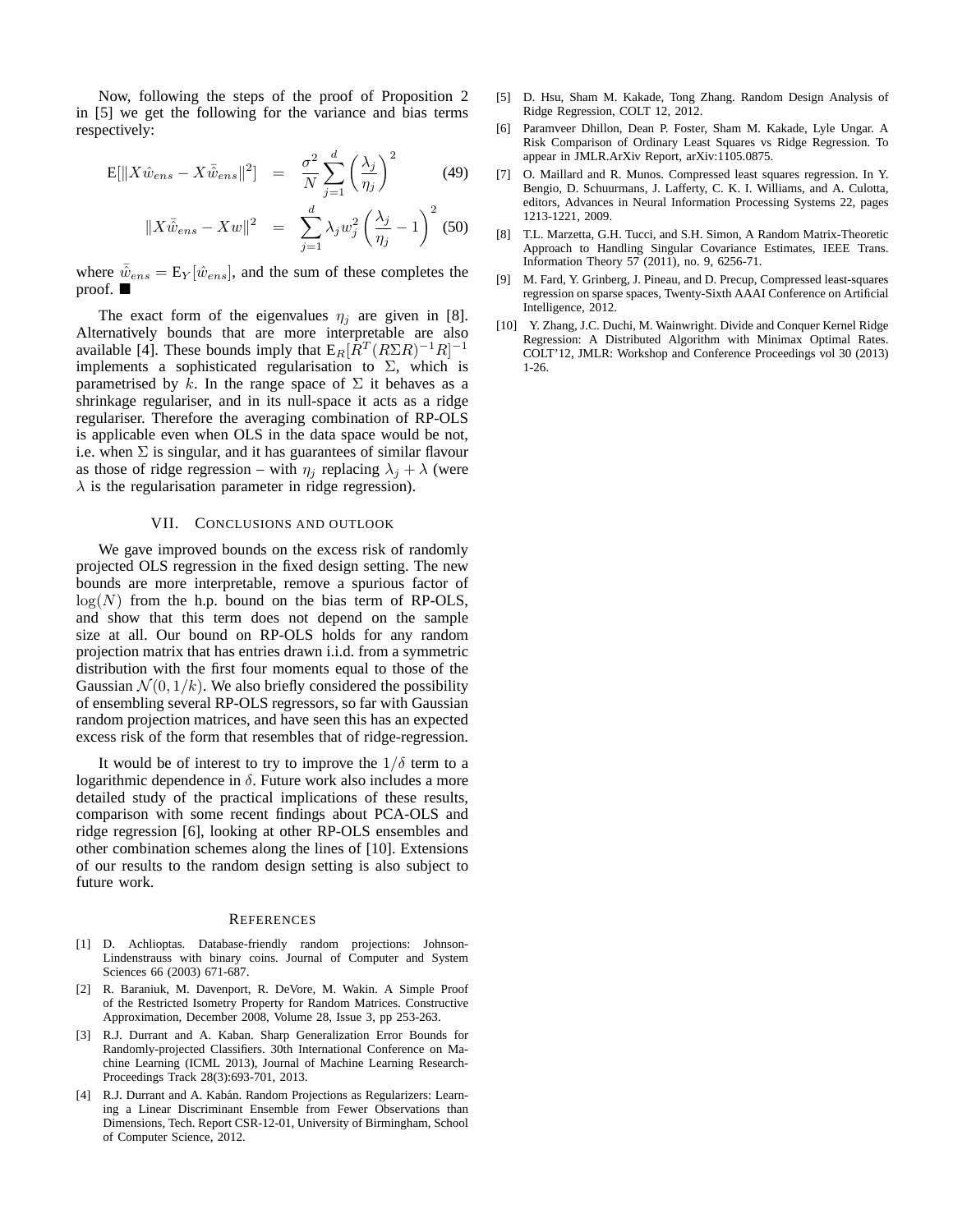Now, following the steps of the proof of Proposition 2 in [5] we get the following for the variance and bias terms respectively:

$$\text{E}[\|X\hat{w}_{ens} - X\bar{\hat{w}}_{ens}\|^2] = \frac{\sigma^2}{N}\sum_{j=1}^{d}\left(\frac{\lambda_j}{\eta_j}\right)^2 \tag{49}$$

$$\|X\bar{\hat{w}}_{ens} - Xw\|^2 = \sum_{j=1}^{d}\lambda_j w_j^2\left(\frac{\lambda_j}{\eta_j} - 1\right)^2 \tag{50}$$

where $\bar{\hat{w}}_{ens} = \text{E}_Y[\hat{w}_{ens}]$, and the sum of these completes the proof. ■

The exact form of the eigenvalues $\eta_j$ are given in [8]. Alternatively bounds that are more interpretable are also available [4]. These bounds imply that $\text{E}_R[R^T(R\Sigma R)^{-1}R]^{-1}$ implements a sophisticated regularisation to $\Sigma$, which is parametrised by $k$. In the range space of $\Sigma$ it behaves as a shrinkage regulariser, and in its null-space it acts as a ridge regulariser. Therefore the averaging combination of RP-OLS is applicable even when OLS in the data space would be not, i.e. when $\Sigma$ is singular, and it has guarantees of similar flavour as those of ridge regression – with $\eta_j$ replacing $\lambda_j + \lambda$ (were $\lambda$ is the regularisation parameter in ridge regression).

## VII. Conclusions and Outlook

We gave improved bounds on the excess risk of randomly projected OLS regression in the fixed design setting. The new bounds are more interpretable, remove a spurious factor of $\log(N)$ from the h.p. bound on the bias term of RP-OLS, and show that this term does not depend on the sample size at all. Our bound on RP-OLS holds for any random projection matrix that has entries drawn i.i.d. from a symmetric distribution with the first four moments equal to those of the Gaussian $\mathcal{N}(0, 1/k)$. We also briefly considered the possibility of ensembling several RP-OLS regressors, so far with Gaussian random projection matrices, and have seen this has an expected excess risk of the form that resembles that of ridge-regression.

It would be of interest to try to improve the $1/\delta$ term to a logarithmic dependence in $\delta$. Future work also includes a more detailed study of the practical implications of these results, comparison with some recent findings about PCA-OLS and ridge regression [6], looking at other RP-OLS ensembles and other combination schemes along the lines of [10]. Extensions of our results to the random design setting is also subject to future work.

## References

[1] D. Achlioptas. Database-friendly random projections: Johnson-Lindenstrauss with binary coins. Journal of Computer and System Sciences 66 (2003) 671-687.

[2] R. Baraniuk, M. Davenport, R. DeVore, M. Wakin. A Simple Proof of the Restricted Isometry Property for Random Matrices. Constructive Approximation, December 2008, Volume 28, Issue 3, pp 253-263.

[3] R.J. Durrant and A. Kaban. Sharp Generalization Error Bounds for Randomly-projected Classifiers. 30th International Conference on Machine Learning (ICML 2013), Journal of Machine Learning Research-Proceedings Track 28(3):693-701, 2013.

[4] R.J. Durrant and A. Kabán. Random Projections as Regularizers: Learning a Linear Discriminant Ensemble from Fewer Observations than Dimensions, Tech. Report CSR-12-01, University of Birmingham, School of Computer Science, 2012.

[5] D. Hsu, Sham M. Kakade, Tong Zhang. Random Design Analysis of Ridge Regression, COLT 12, 2012.

[6] Paramveer Dhillon, Dean P. Foster, Sham M. Kakade, Lyle Ungar. A Risk Comparison of Ordinary Least Squares vs Ridge Regression. To appear in JMLR.ArXiv Report, arXiv:1105.0875.

[7] O. Maillard and R. Munos. Compressed least squares regression. In Y. Bengio, D. Schuurmans, J. Lafferty, C. K. I. Williams, and A. Culotta, editors, Advances in Neural Information Processing Systems 22, pages 1213-1221, 2009.

[8] T.L. Marzetta, G.H. Tucci, and S.H. Simon, A Random Matrix-Theoretic Approach to Handling Singular Covariance Estimates, IEEE Trans. Information Theory 57 (2011), no. 9, 6256-71.

[9] M. Fard, Y. Grinberg, J. Pineau, and D. Precup, Compressed least-squares regression on sparse spaces, Twenty-Sixth AAAI Conference on Artificial Intelligence, 2012.

[10] Y. Zhang, J.C. Duchi, M. Wainwright. Divide and Conquer Kernel Ridge Regression: A Distributed Algorithm with Minimax Optimal Rates. COLT'12, JMLR: Workshop and Conference Proceedings vol 30 (2013) 1-26.